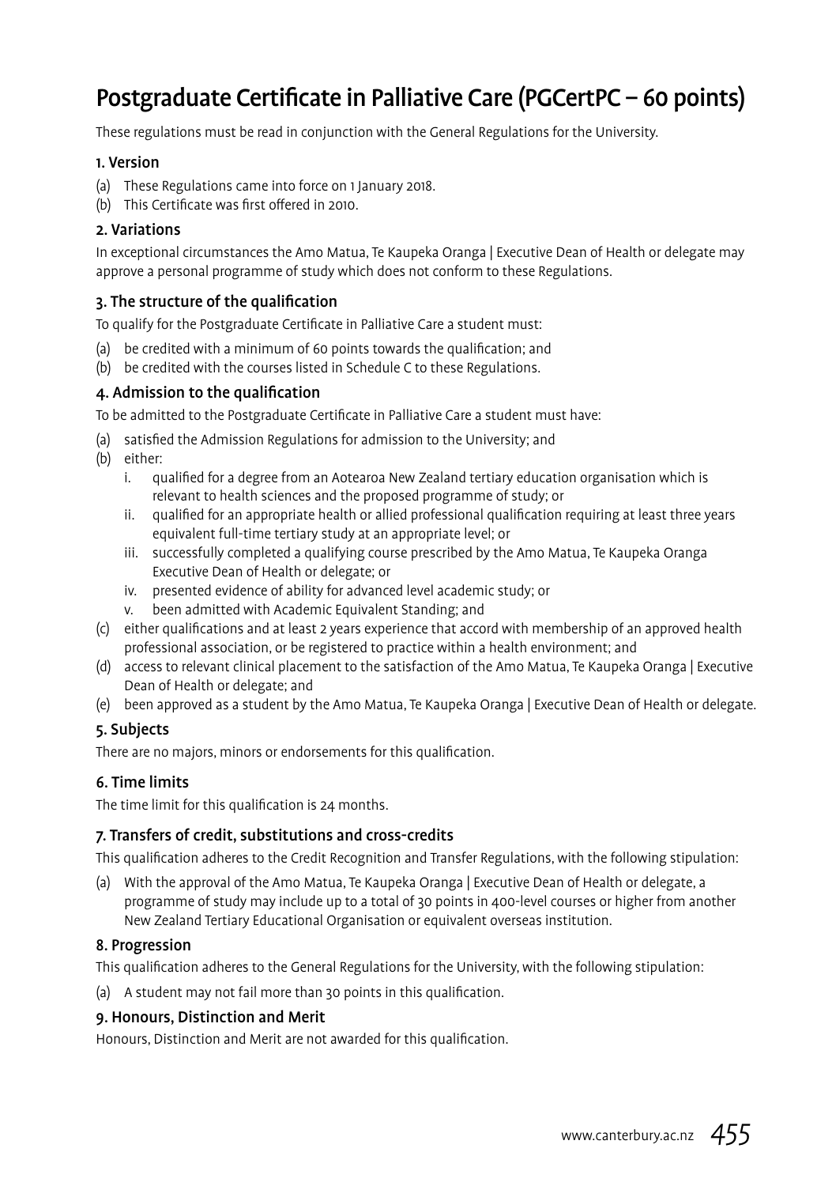# Postgraduate Certificate in Palliative Care (PGCertPC – 60 points)

These regulations must be read in conjunction with the General Regulations for the University.

### 1. Version

(a) These Regulations came into force on 1 January 2018.
(b) This Certificate was first offered in 2010.

### 2. Variations

In exceptional circumstances the Amo Matua, Te Kaupeka Oranga | Executive Dean of Health or delegate may approve a personal programme of study which does not conform to these Regulations.

### 3. The structure of the qualification

To qualify for the Postgraduate Certificate in Palliative Care a student must:

(a) be credited with a minimum of 60 points towards the qualification; and
(b) be credited with the courses listed in Schedule C to these Regulations.

### 4. Admission to the qualification

To be admitted to the Postgraduate Certificate in Palliative Care a student must have:

(a) satisfied the Admission Regulations for admission to the University; and
(b) either:
   i. qualified for a degree from an Aotearoa New Zealand tertiary education organisation which is relevant to health sciences and the proposed programme of study; or
   ii. qualified for an appropriate health or allied professional qualification requiring at least three years equivalent full-time tertiary study at an appropriate level; or
   iii. successfully completed a qualifying course prescribed by the Amo Matua, Te Kaupeka Oranga Executive Dean of Health or delegate; or
   iv. presented evidence of ability for advanced level academic study; or
   v. been admitted with Academic Equivalent Standing; and
(c) either qualifications and at least 2 years experience that accord with membership of an approved health professional association, or be registered to practice within a health environment; and
(d) access to relevant clinical placement to the satisfaction of the Amo Matua, Te Kaupeka Oranga | Executive Dean of Health or delegate; and
(e) been approved as a student by the Amo Matua, Te Kaupeka Oranga | Executive Dean of Health or delegate.

### 5. Subjects

There are no majors, minors or endorsements for this qualification.

### 6. Time limits

The time limit for this qualification is 24 months.

### 7. Transfers of credit, substitutions and cross-credits

This qualification adheres to the Credit Recognition and Transfer Regulations, with the following stipulation:

(a) With the approval of the Amo Matua, Te Kaupeka Oranga | Executive Dean of Health or delegate, a programme of study may include up to a total of 30 points in 400-level courses or higher from another New Zealand Tertiary Educational Organisation or equivalent overseas institution.

### 8. Progression

This qualification adheres to the General Regulations for the University, with the following stipulation:

(a) A student may not fail more than 30 points in this qualification.

### 9. Honours, Distinction and Merit

Honours, Distinction and Merit are not awarded for this qualification.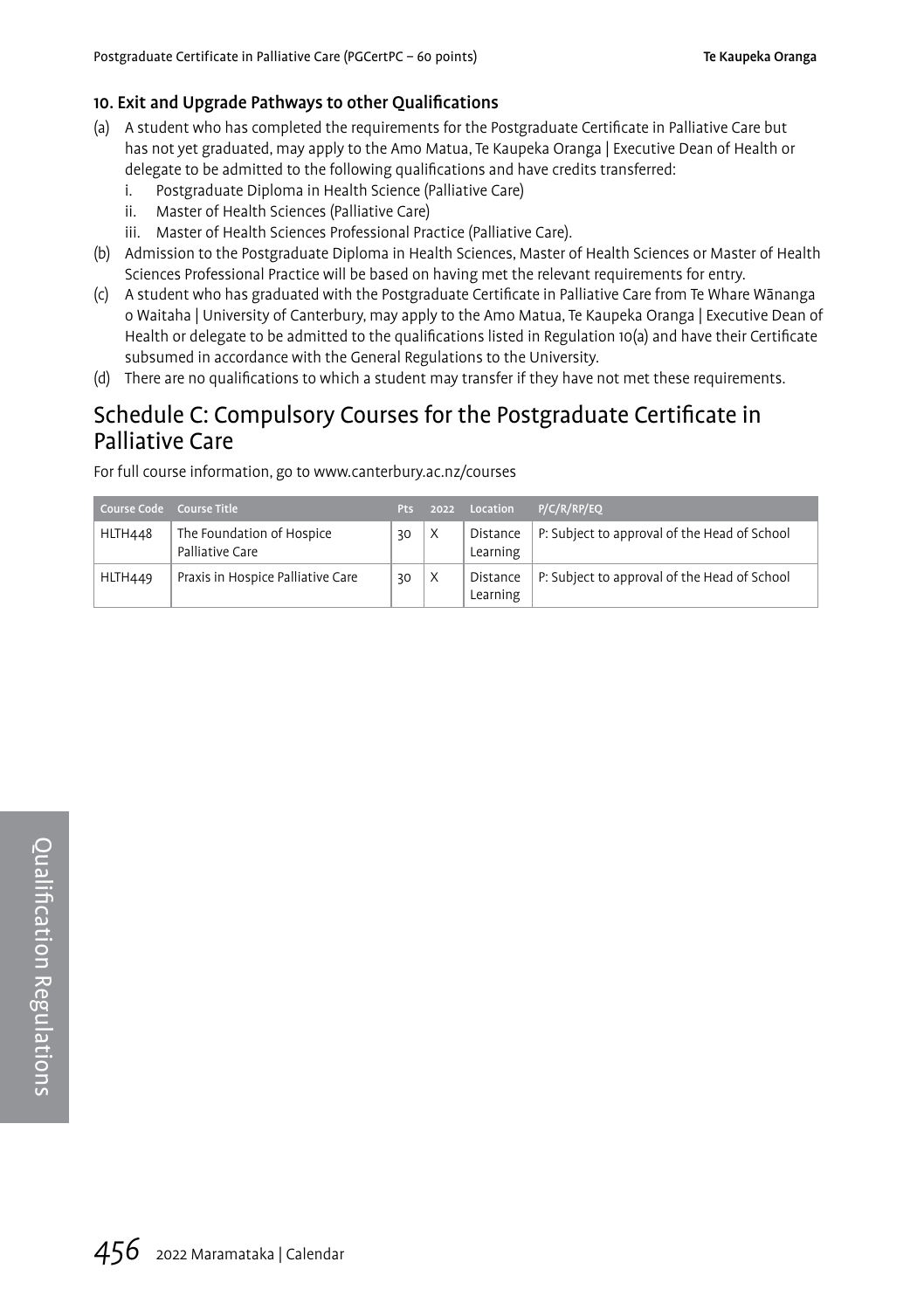### 10. Exit and Upgrade Pathways to other Qualifications

(a) A student who has completed the requirements for the Postgraduate Certificate in Palliative Care but has not yet graduated, may apply to the Amo Matua, Te Kaupeka Oranga | Executive Dean of Health or delegate to be admitted to the following qualifications and have credits transferred:

   i. Postgraduate Diploma in Health Science (Palliative Care)
   ii. Master of Health Sciences (Palliative Care)
   iii. Master of Health Sciences Professional Practice (Palliative Care).

(b) Admission to the Postgraduate Diploma in Health Sciences, Master of Health Sciences or Master of Health Sciences Professional Practice will be based on having met the relevant requirements for entry.

(c) A student who has graduated with the Postgraduate Certificate in Palliative Care from Te Whare Wānanga o Waitaha | University of Canterbury, may apply to the Amo Matua, Te Kaupeka Oranga | Executive Dean of Health or delegate to be admitted to the qualifications listed in Regulation 10(a) and have their Certificate subsumed in accordance with the General Regulations to the University.

(d) There are no qualifications to which a student may transfer if they have not met these requirements.

## Schedule C: Compulsory Courses for the Postgraduate Certificate in Palliative Care

For full course information, go to www.canterbury.ac.nz/courses

| Course Code | Course Title | Pts | 2022 | Location | P/C/R/RP/EQ |
|---|---|---|---|---|---|
| HLTH448 | The Foundation of Hospice Palliative Care | 30 | X | Distance Learning | P: Subject to approval of the Head of School |
| HLTH449 | Praxis in Hospice Palliative Care | 30 | X | Distance Learning | P: Subject to approval of the Head of School |